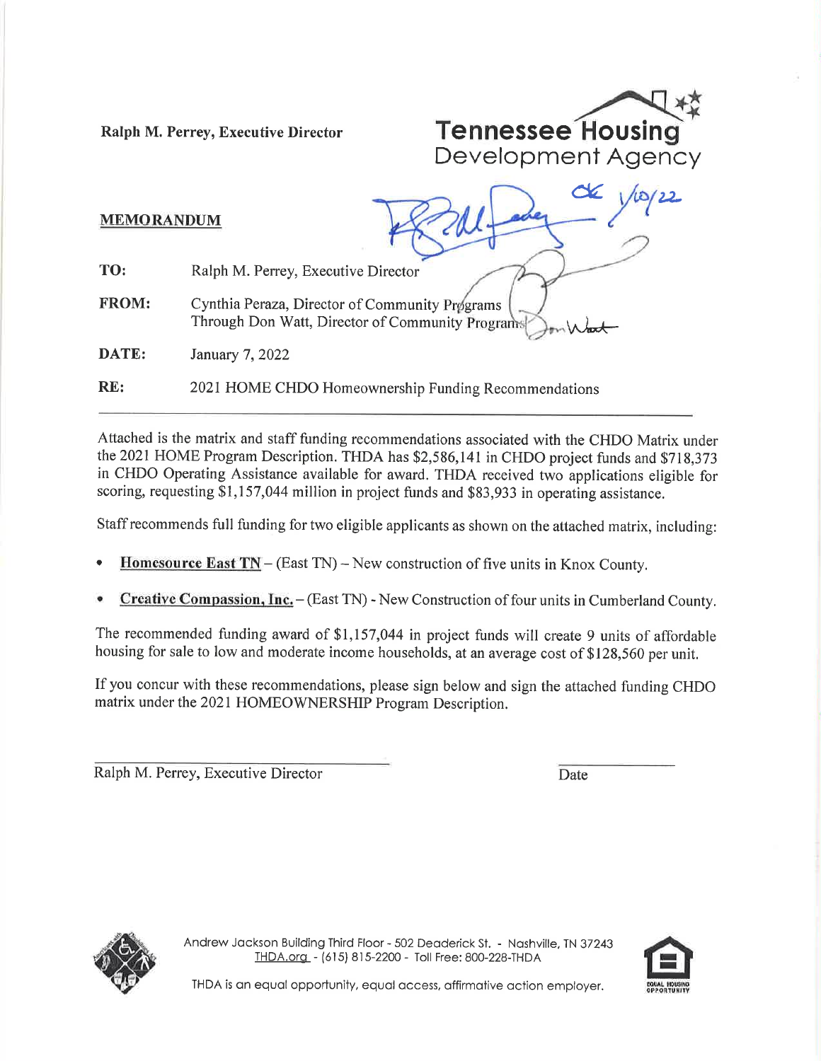Ralph M. Perrey, Executive Director

**Tennessee Housing Development Agency**

OK 1/10/22

**MEMORANDUM**

**TO:** Ralph M. Perrey, Executive Director

**FROM:** Cynthia Peraza, Director of Community Programs
Through Don Watt, Director of Community Programs

**DATE:** January 7, 2022

**RE:** 2021 HOME CHDO Homeownership Funding Recommendations

---

Attached is the matrix and staff funding recommendations associated with the CHDO Matrix under the 2021 HOME Program Description. THDA has $2,586,141 in CHDO project funds and $718,373 in CHDO Operating Assistance available for award. THDA received two applications eligible for scoring, requesting $1,157,044 million in project funds and $83,933 in operating assistance.

Staff recommends full funding for two eligible applicants as shown on the attached matrix, including:

- **Homesource East TN** – (East TN) – New construction of five units in Knox County.
- **Creative Compassion, Inc.** – (East TN) - New Construction of four units in Cumberland County.

The recommended funding award of $1,157,044 in project funds will create 9 units of affordable housing for sale to low and moderate income households, at an average cost of $128,560 per unit.

If you concur with these recommendations, please sign below and sign the attached funding CHDO matrix under the 2021 HOMEOWNERSHIP Program Description.

______________________________ ______________

Ralph M. Perrey, Executive Director Date

Andrew Jackson Building Third Floor - 502 Deaderick St. - Nashville, TN 37243
THDA.org - (615) 815-2200 - Toll Free: 800-228-THDA

THDA is an equal opportunity, equal access, affirmative action employer.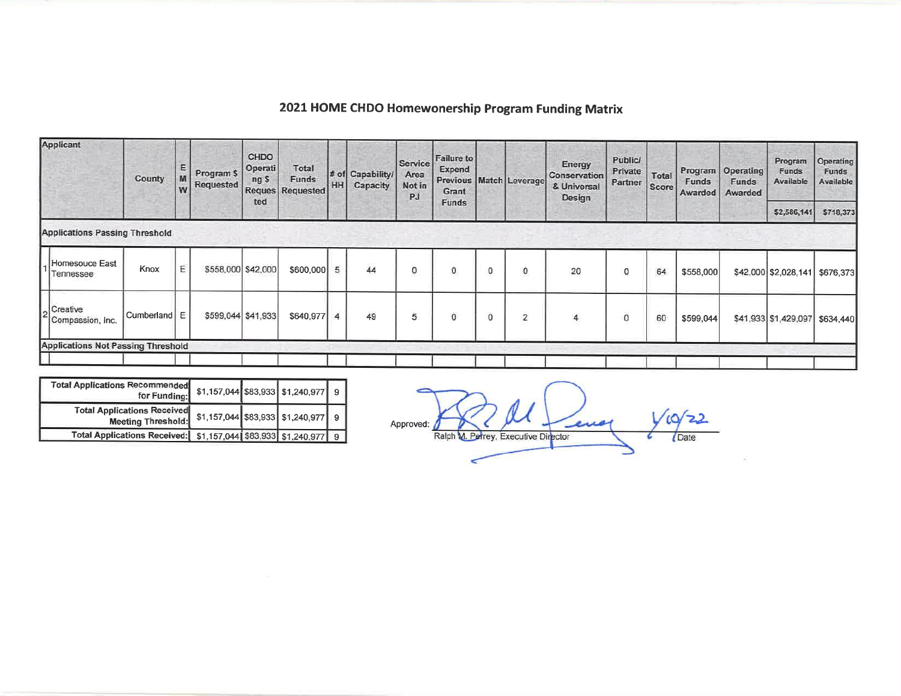# 2021 HOME CHDO Homewonership Program Funding Matrix

| | Applicant | County | E M W | Program $ Requested | CHDO Operating $ Requested | Total Funds Requested | # of HH | Capability/ Capacity | Service Area Not in PJ | Failure to Expend Previous Grant Funds | Match | Leverage | Energy Conservation & Universal Design | Public/ Private Partner | Total Score | Program Funds Awarded | Operating Funds Awarded | Program Funds Available | Operating Funds Available |
|---|---|---|---|---|---|---|---|---|---|---|---|---|---|---|---|---|---|---|---|
| | | | | | | | | | | | | | | | | | | $2,586,141 | $718,373 |
| **Applications Passing Threshold** | | | | | | | | | | | | | | | | | | | |
| 1 | Homesouce East Tennessee | Knox | E | $558,000 | $42,000 | $600,000 | 5 | 44 | 0 | 0 | 0 | 0 | 20 | 0 | 64 | $558,000 | $42,000 | $2,028,141 | $676,373 |
| 2 | Creative Compassion, Inc. | Cumberland | E | $599,044 | $41,933 | $640,977 | 4 | 49 | 5 | 0 | 0 | 2 | 4 | 0 | 60 | $599,044 | $41,933 | $1,429,097 | $634,440 |
| **Applications Not Passing Threshold** | | | | | | | | | | | | | | | | | | | |
| | | | | | | | | | | | | | | | | | | | |

| | | | | |
|---|---|---|---|---|
| Total Applications Recommended for Funding: | $1,157,044 | $83,933 | $1,240,977 | 9 |
| Total Applications Received Meeting Threshold: | $1,157,044 | $83,933 | $1,240,977 | 9 |
| Total Applications Received: | $1,157,044 | $83,933 | $1,240,977 | 9 |

Approved: [signature] 1/10/22

Ralph M. Perrey, Executive Director — Date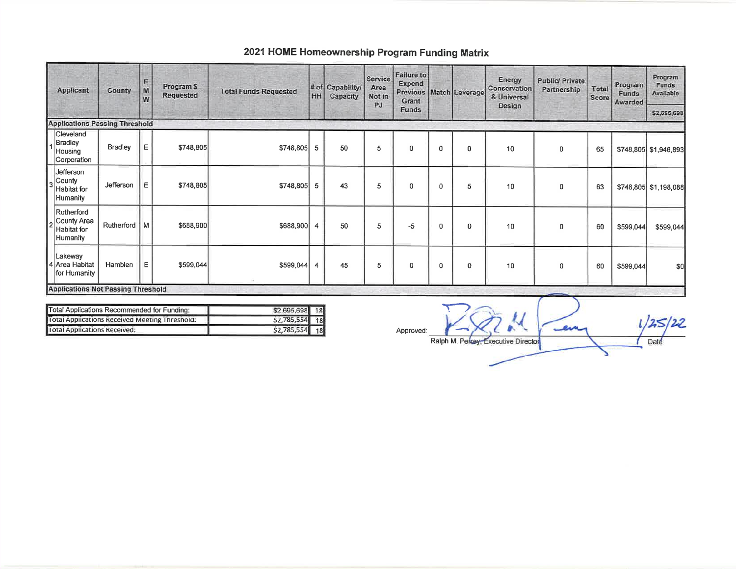# 2021 HOME Homeownership Program Funding Matrix

| | Applicant | County | E M W | Program $ Requested | Total Funds Requested | # of HH | Capability/ Capacity | Service Area Not in PJ | Failure to Expend Previous Grant Funds | Match | Leverage | Energy Conservation & Universal Design | Public/ Private Partnership | Total Score | Program Funds Awarded | Program Funds Available $2,695,698 |
|---|---|---|---|---|---|---|---|---|---|---|---|---|---|---|---|---|
| **Applications Passing Threshold** | | | | | | | | | | | | | | | | |
| 1 | Cleveland Bradley Housing Corporation | Bradley | E | $748,805 | $748,805 | 5 | 50 | 5 | 0 | 0 | 0 | 10 | 0 | 65 | $748,805 | $1,946,893 |
| 3 | Jefferson County Habitat for Humanity | Jefferson | E | $748,805 | $748,805 | 5 | 43 | 5 | 0 | 0 | 5 | 10 | 0 | 63 | $748,805 | $1,198,088 |
| 2 | Rutherford County Area Habitat for Humanity | Rutherford | M | $688,900 | $688,900 | 4 | 50 | 5 | -5 | 0 | 0 | 10 | 0 | 60 | $599,044 | $599,044 |
| 4 | Lakeway Area Habitat for Humanity | Hamblen | E | $599,044 | $599,044 | 4 | 45 | 5 | 0 | 0 | 0 | 10 | 0 | 60 | $599,044 | $0 |
| **Applications Not Passing Threshold** | | | | | | | | | | | | | | | | |

| | | |
|---|---|---|
| Total Applications Recommended for Funding: | $2,695,698 | 18 |
| Total Applications Received Meeting Threshold: | $2,785,554 | 18 |
| Total Applications Received: | $2,785,554 | 18 |

Approved: ___________________ 1/25/22

Ralph M. Perrey, Executive Director — Date